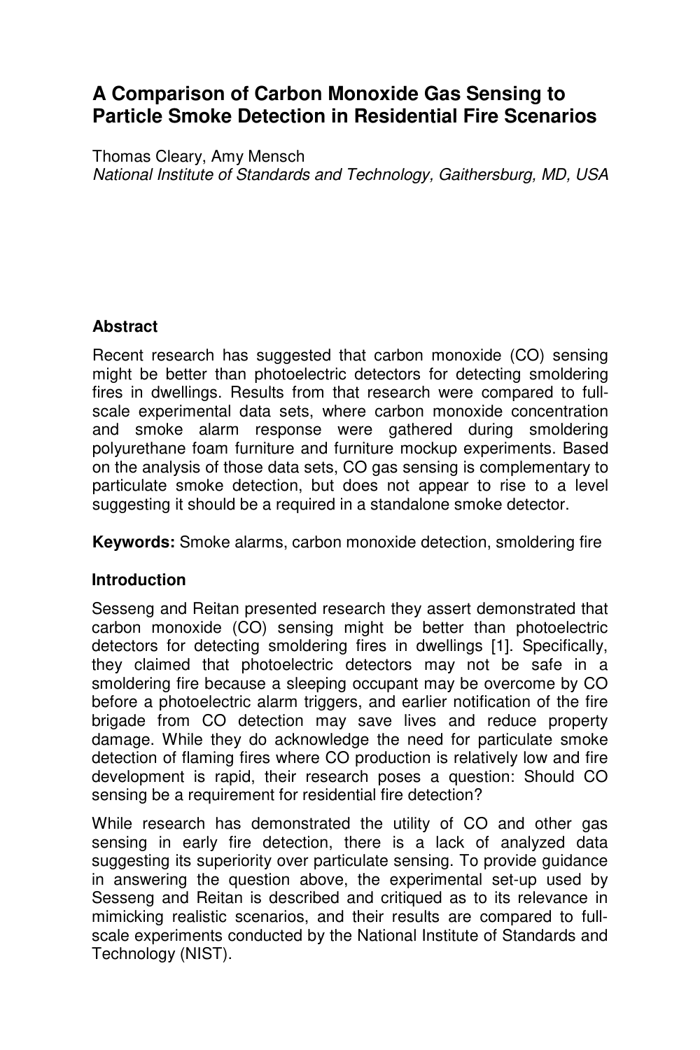# A Comparison of Carbon Monoxide Gas Sensing to Particle Smoke Detection in Residential Fire Scenarios

Thomas Cleary, Amy Mensch

*National Institute of Standards and Technology, Gaithersburg, MD, USA*

## Abstract

Recent research has suggested that carbon monoxide (CO) sensing might be better than photoelectric detectors for detecting smoldering fires in dwellings. Results from that research were compared to full-scale experimental data sets, where carbon monoxide concentration and smoke alarm response were gathered during smoldering polyurethane foam furniture and furniture mockup experiments. Based on the analysis of those data sets, CO gas sensing is complementary to particulate smoke detection, but does not appear to rise to a level suggesting it should be a required in a standalone smoke detector.

**Keywords:** Smoke alarms, carbon monoxide detection, smoldering fire

## Introduction

Sesseng and Reitan presented research they assert demonstrated that carbon monoxide (CO) sensing might be better than photoelectric detectors for detecting smoldering fires in dwellings [1]. Specifically, they claimed that photoelectric detectors may not be safe in a smoldering fire because a sleeping occupant may be overcome by CO before a photoelectric alarm triggers, and earlier notification of the fire brigade from CO detection may save lives and reduce property damage. While they do acknowledge the need for particulate smoke detection of flaming fires where CO production is relatively low and fire development is rapid, their research poses a question: Should CO sensing be a requirement for residential fire detection?

While research has demonstrated the utility of CO and other gas sensing in early fire detection, there is a lack of analyzed data suggesting its superiority over particulate sensing. To provide guidance in answering the question above, the experimental set-up used by Sesseng and Reitan is described and critiqued as to its relevance in mimicking realistic scenarios, and their results are compared to full-scale experiments conducted by the National Institute of Standards and Technology (NIST).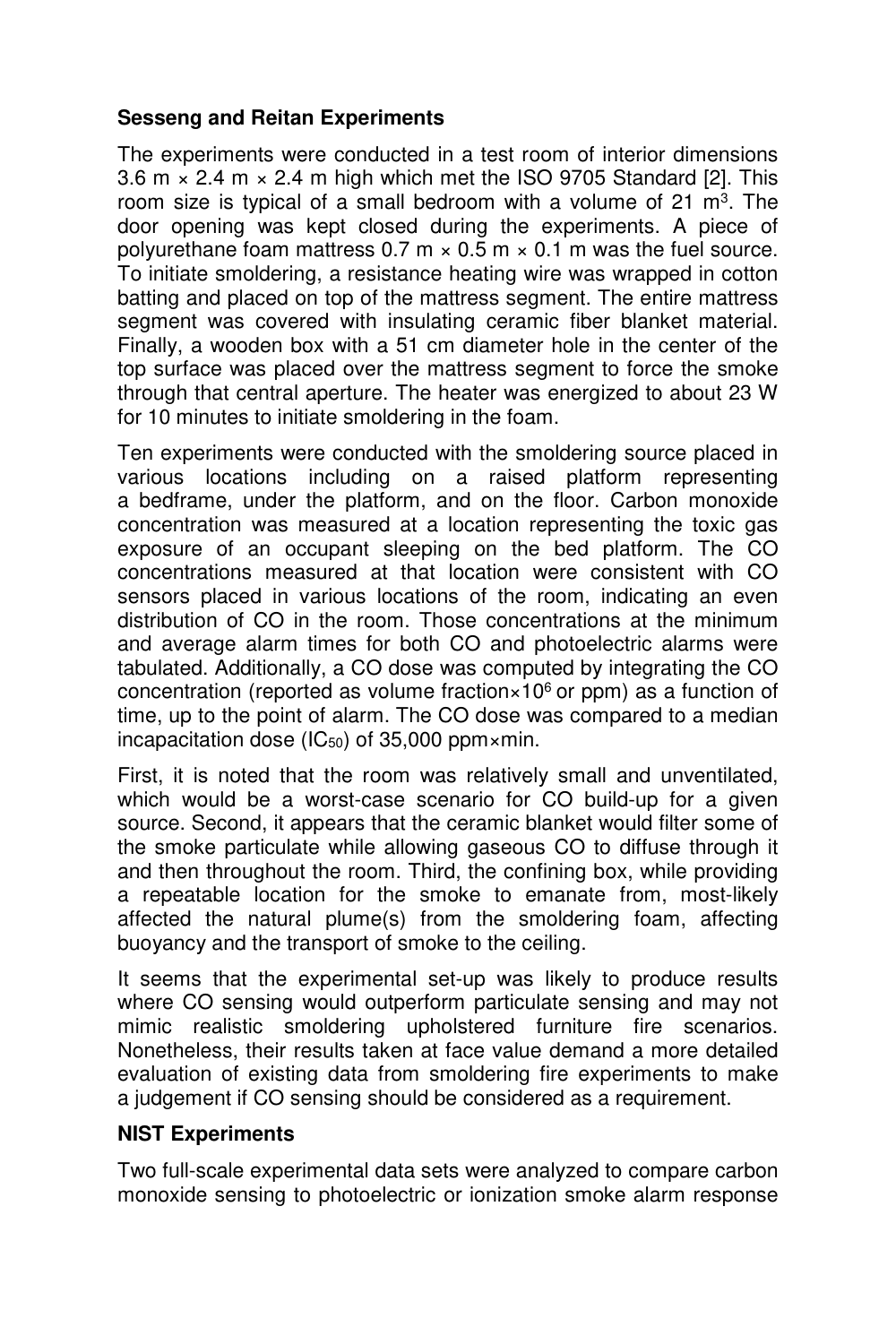**Sesseng and Reitan Experiments**

The experiments were conducted in a test room of interior dimensions 3.6 m × 2.4 m × 2.4 m high which met the ISO 9705 Standard [2]. This room size is typical of a small bedroom with a volume of 21 $m^3$. The door opening was kept closed during the experiments. A piece of polyurethane foam mattress 0.7 m × 0.5 m × 0.1 m was the fuel source. To initiate smoldering, a resistance heating wire was wrapped in cotton batting and placed on top of the mattress segment. The entire mattress segment was covered with insulating ceramic fiber blanket material. Finally, a wooden box with a 51 cm diameter hole in the center of the top surface was placed over the mattress segment to force the smoke through that central aperture. The heater was energized to about 23 W for 10 minutes to initiate smoldering in the foam.

Ten experiments were conducted with the smoldering source placed in various locations including on a raised platform representing a bedframe, under the platform, and on the floor. Carbon monoxide concentration was measured at a location representing the toxic gas exposure of an occupant sleeping on the bed platform. The CO concentrations measured at that location were consistent with CO sensors placed in various locations of the room, indicating an even distribution of CO in the room. Those concentrations at the minimum and average alarm times for both CO and photoelectric alarms were tabulated. Additionally, a CO dose was computed by integrating the CO concentration (reported as volume fraction×$10^6$ or ppm) as a function of time, up to the point of alarm. The CO dose was compared to a median incapacitation dose ($IC_{50}$) of 35,000 ppm×min.

First, it is noted that the room was relatively small and unventilated, which would be a worst-case scenario for CO build-up for a given source. Second, it appears that the ceramic blanket would filter some of the smoke particulate while allowing gaseous CO to diffuse through it and then throughout the room. Third, the confining box, while providing a repeatable location for the smoke to emanate from, most-likely affected the natural plume(s) from the smoldering foam, affecting buoyancy and the transport of smoke to the ceiling.

It seems that the experimental set-up was likely to produce results where CO sensing would outperform particulate sensing and may not mimic realistic smoldering upholstered furniture fire scenarios. Nonetheless, their results taken at face value demand a more detailed evaluation of existing data from smoldering fire experiments to make a judgement if CO sensing should be considered as a requirement.

**NIST Experiments**

Two full-scale experimental data sets were analyzed to compare carbon monoxide sensing to photoelectric or ionization smoke alarm response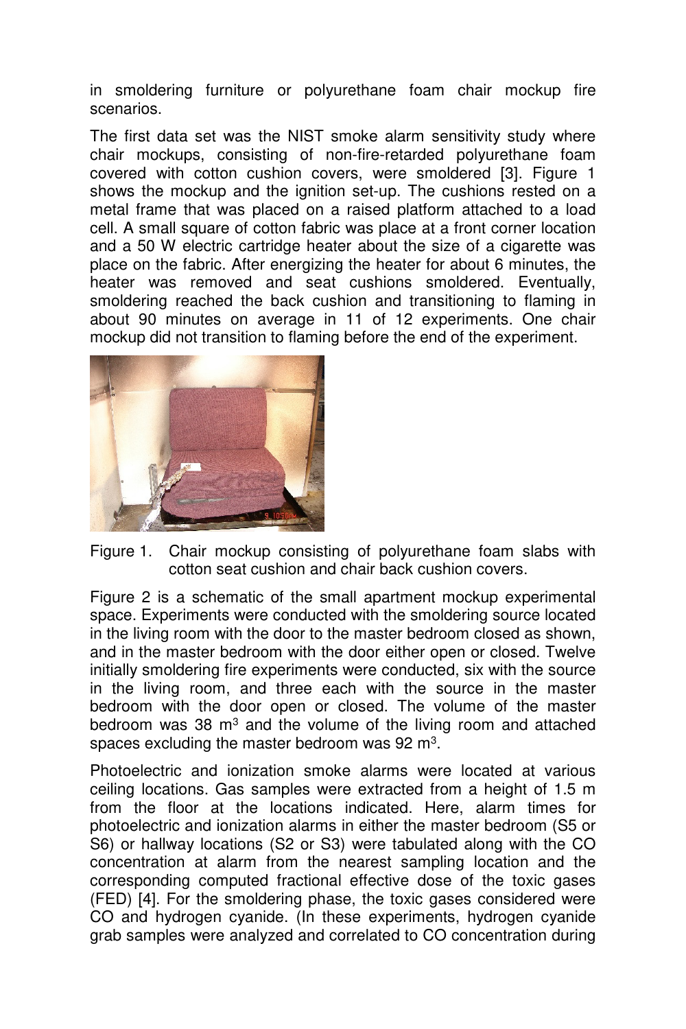in smoldering furniture or polyurethane foam chair mockup fire scenarios.

The first data set was the NIST smoke alarm sensitivity study where chair mockups, consisting of non-fire-retarded polyurethane foam covered with cotton cushion covers, were smoldered [3]. Figure 1 shows the mockup and the ignition set-up. The cushions rested on a metal frame that was placed on a raised platform attached to a load cell. A small square of cotton fabric was place at a front corner location and a 50 W electric cartridge heater about the size of a cigarette was place on the fabric. After energizing the heater for about 6 minutes, the heater was removed and seat cushions smoldered. Eventually, smoldering reached the back cushion and transitioning to flaming in about 90 minutes on average in 11 of 12 experiments. One chair mockup did not transition to flaming before the end of the experiment.

Figure 1. Chair mockup consisting of polyurethane foam slabs with cotton seat cushion and chair back cushion covers.

Figure 2 is a schematic of the small apartment mockup experimental space. Experiments were conducted with the smoldering source located in the living room with the door to the master bedroom closed as shown, and in the master bedroom with the door either open or closed. Twelve initially smoldering fire experiments were conducted, six with the source in the living room, and three each with the source in the master bedroom with the door open or closed. The volume of the master bedroom was 38 $m^3$ and the volume of the living room and attached spaces excluding the master bedroom was 92 $m^3$.

Photoelectric and ionization smoke alarms were located at various ceiling locations. Gas samples were extracted from a height of 1.5 m from the floor at the locations indicated. Here, alarm times for photoelectric and ionization alarms in either the master bedroom (S5 or S6) or hallway locations (S2 or S3) were tabulated along with the CO concentration at alarm from the nearest sampling location and the corresponding computed fractional effective dose of the toxic gases (FED) [4]. For the smoldering phase, the toxic gases considered were CO and hydrogen cyanide. (In these experiments, hydrogen cyanide grab samples were analyzed and correlated to CO concentration during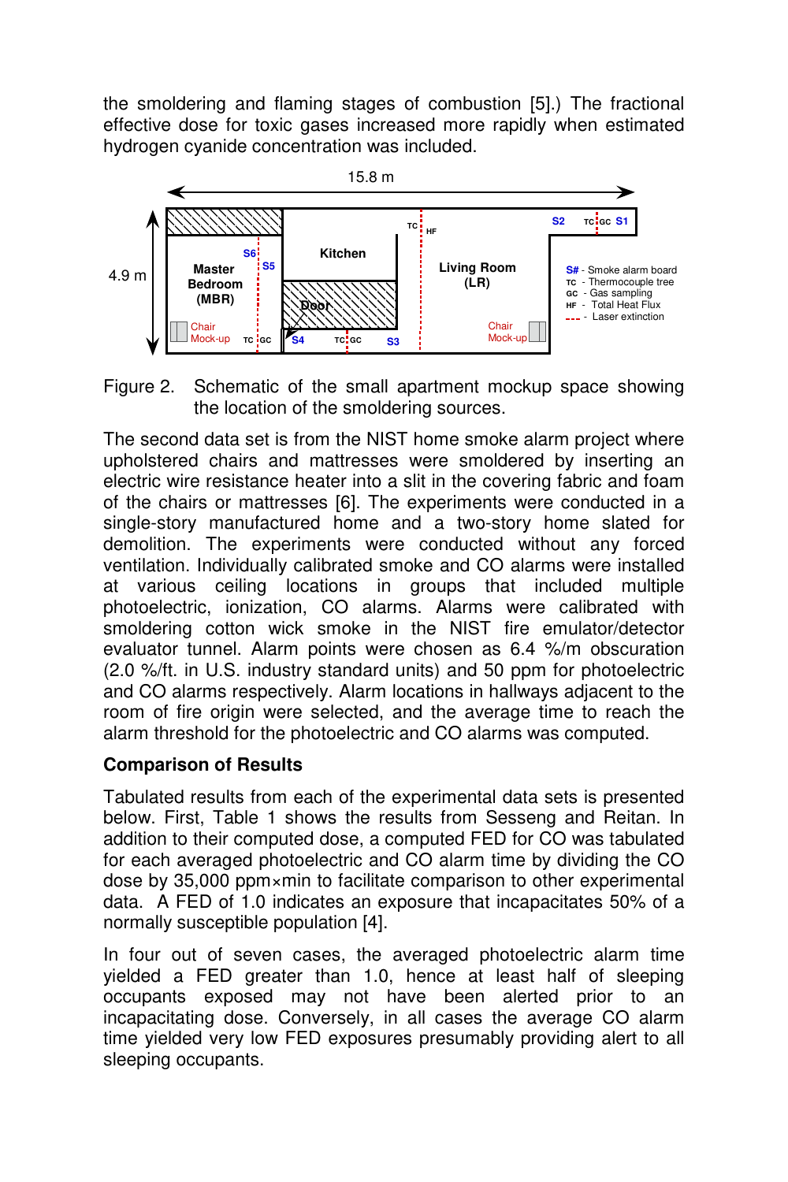the smoldering and flaming stages of combustion [5].) The fractional effective dose for toxic gases increased more rapidly when estimated hydrogen cyanide concentration was included.

Figure 2. Schematic of the small apartment mockup space showing the location of the smoldering sources.

The second data set is from the NIST home smoke alarm project where upholstered chairs and mattresses were smoldered by inserting an electric wire resistance heater into a slit in the covering fabric and foam of the chairs or mattresses [6]. The experiments were conducted in a single-story manufactured home and a two-story home slated for demolition. The experiments were conducted without any forced ventilation. Individually calibrated smoke and CO alarms were installed at various ceiling locations in groups that included multiple photoelectric, ionization, CO alarms. Alarms were calibrated with smoldering cotton wick smoke in the NIST fire emulator/detector evaluator tunnel. Alarm points were chosen as 6.4 %/m obscuration (2.0 %/ft. in U.S. industry standard units) and 50 ppm for photoelectric and CO alarms respectively. Alarm locations in hallways adjacent to the room of fire origin were selected, and the average time to reach the alarm threshold for the photoelectric and CO alarms was computed.

**Comparison of Results**

Tabulated results from each of the experimental data sets is presented below. First, Table 1 shows the results from Sesseng and Reitan. In addition to their computed dose, a computed FED for CO was tabulated for each averaged photoelectric and CO alarm time by dividing the CO dose by 35,000 ppm×min to facilitate comparison to other experimental data. A FED of 1.0 indicates an exposure that incapacitates 50% of a normally susceptible population [4].

In four out of seven cases, the averaged photoelectric alarm time yielded a FED greater than 1.0, hence at least half of sleeping occupants exposed may not have been alerted prior to an incapacitating dose. Conversely, in all cases the average CO alarm time yielded very low FED exposures presumably providing alert to all sleeping occupants.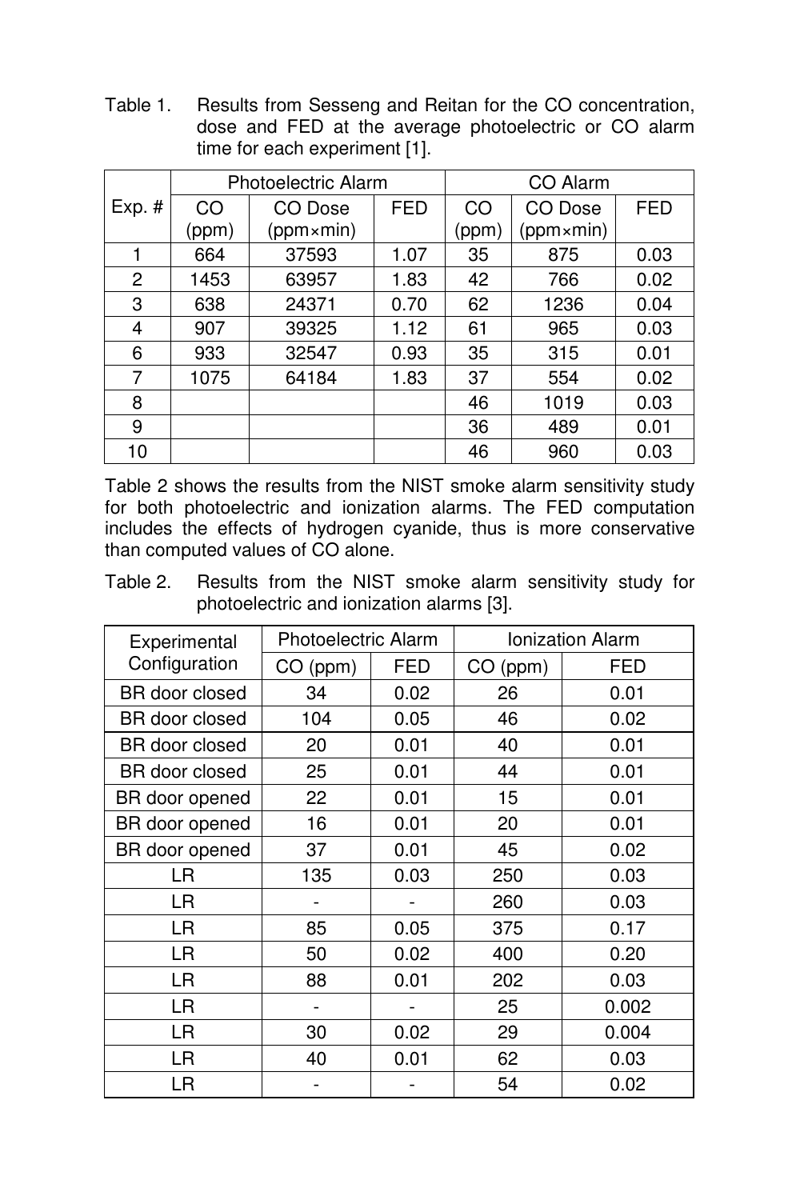Table 1. Results from Sesseng and Reitan for the CO concentration, dose and FED at the average photoelectric or CO alarm time for each experiment [1].

| Exp. # | Photoelectric Alarm | | | CO Alarm | | |
|---|---|---|---|---|---|---|
| | CO (ppm) | CO Dose (ppm×min) | FED | CO (ppm) | CO Dose (ppm×min) | FED |
| 1 | 664 | 37593 | 1.07 | 35 | 875 | 0.03 |
| 2 | 1453 | 63957 | 1.83 | 42 | 766 | 0.02 |
| 3 | 638 | 24371 | 0.70 | 62 | 1236 | 0.04 |
| 4 | 907 | 39325 | 1.12 | 61 | 965 | 0.03 |
| 6 | 933 | 32547 | 0.93 | 35 | 315 | 0.01 |
| 7 | 1075 | 64184 | 1.83 | 37 | 554 | 0.02 |
| 8 | | | | 46 | 1019 | 0.03 |
| 9 | | | | 36 | 489 | 0.01 |
| 10 | | | | 46 | 960 | 0.03 |

Table 2 shows the results from the NIST smoke alarm sensitivity study for both photoelectric and ionization alarms. The FED computation includes the effects of hydrogen cyanide, thus is more conservative than computed values of CO alone.

Table 2. Results from the NIST smoke alarm sensitivity study for photoelectric and ionization alarms [3].

| Experimental Configuration | Photoelectric Alarm | | Ionization Alarm | |
|---|---|---|---|---|
| | CO (ppm) | FED | CO (ppm) | FED |
| BR door closed | 34 | 0.02 | 26 | 0.01 |
| BR door closed | 104 | 0.05 | 46 | 0.02 |
| BR door closed | 20 | 0.01 | 40 | 0.01 |
| BR door closed | 25 | 0.01 | 44 | 0.01 |
| BR door opened | 22 | 0.01 | 15 | 0.01 |
| BR door opened | 16 | 0.01 | 20 | 0.01 |
| BR door opened | 37 | 0.01 | 45 | 0.02 |
| LR | 135 | 0.03 | 250 | 0.03 |
| LR | - | - | 260 | 0.03 |
| LR | 85 | 0.05 | 375 | 0.17 |
| LR | 50 | 0.02 | 400 | 0.20 |
| LR | 88 | 0.01 | 202 | 0.03 |
| LR | - | - | 25 | 0.002 |
| LR | 30 | 0.02 | 29 | 0.004 |
| LR | 40 | 0.01 | 62 | 0.03 |
| LR | - | - | 54 | 0.02 |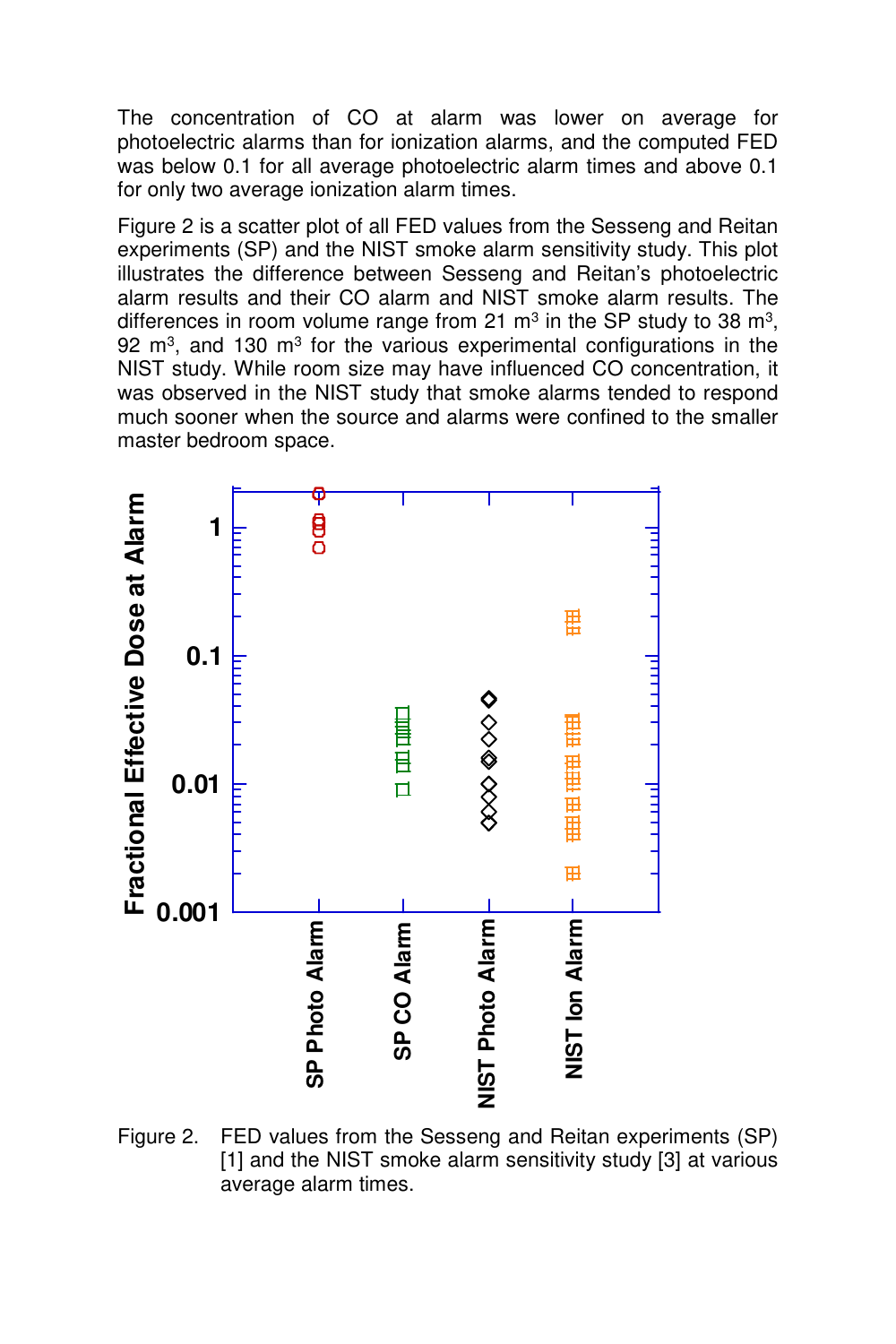The concentration of CO at alarm was lower on average for photoelectric alarms than for ionization alarms, and the computed FED was below 0.1 for all average photoelectric alarm times and above 0.1 for only two average ionization alarm times.

Figure 2 is a scatter plot of all FED values from the Sesseng and Reitan experiments (SP) and the NIST smoke alarm sensitivity study. This plot illustrates the difference between Sesseng and Reitan's photoelectric alarm results and their CO alarm and NIST smoke alarm results. The differences in room volume range from 21 $m^3$ in the SP study to 38 $m^3$, 92 $m^3$, and 130 $m^3$ for the various experimental configurations in the NIST study. While room size may have influenced CO concentration, it was observed in the NIST study that smoke alarms tended to respond much sooner when the source and alarms were confined to the smaller master bedroom space.

Figure 2. FED values from the Sesseng and Reitan experiments (SP) [1] and the NIST smoke alarm sensitivity study [3] at various average alarm times.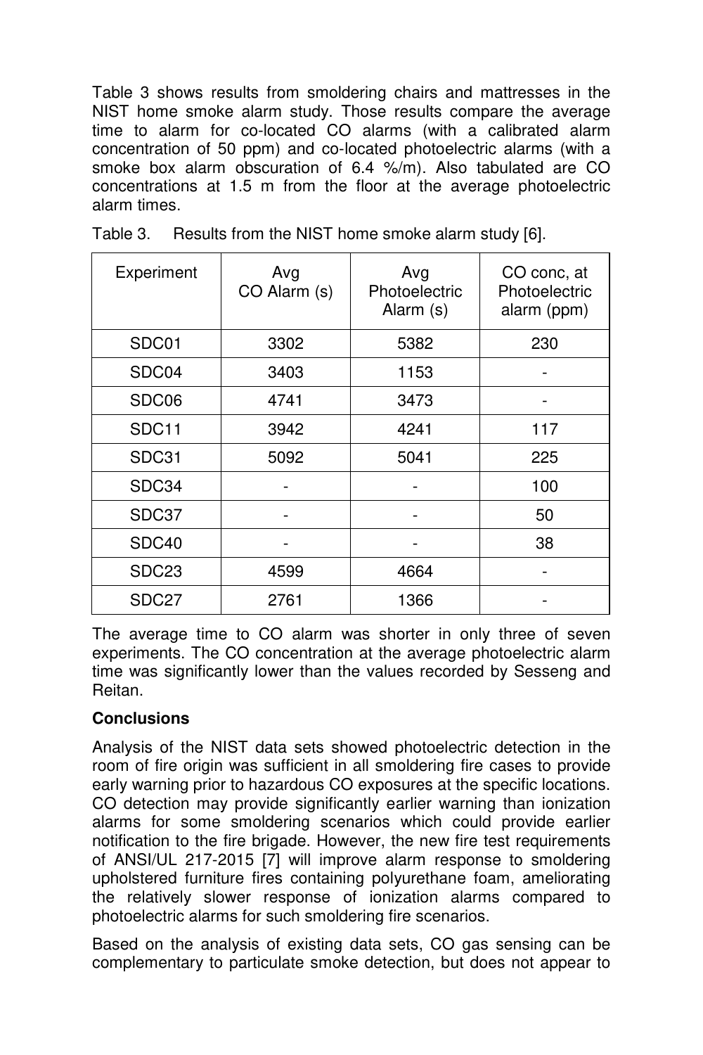Table 3 shows results from smoldering chairs and mattresses in the NIST home smoke alarm study. Those results compare the average time to alarm for co-located CO alarms (with a calibrated alarm concentration of 50 ppm) and co-located photoelectric alarms (with a smoke box alarm obscuration of 6.4 %/m). Also tabulated are CO concentrations at 1.5 m from the floor at the average photoelectric alarm times.

Table 3. Results from the NIST home smoke alarm study [6].

| Experiment | Avg CO Alarm (s) | Avg Photoelectric Alarm (s) | CO conc, at Photoelectric alarm (ppm) |
|---|---|---|---|
| SDC01 | 3302 | 5382 | 230 |
| SDC04 | 3403 | 1153 | - |
| SDC06 | 4741 | 3473 | - |
| SDC11 | 3942 | 4241 | 117 |
| SDC31 | 5092 | 5041 | 225 |
| SDC34 | - | - | 100 |
| SDC37 | - | - | 50 |
| SDC40 | - | - | 38 |
| SDC23 | 4599 | 4664 | - |
| SDC27 | 2761 | 1366 | - |

The average time to CO alarm was shorter in only three of seven experiments. The CO concentration at the average photoelectric alarm time was significantly lower than the values recorded by Sesseng and Reitan.

**Conclusions**

Analysis of the NIST data sets showed photoelectric detection in the room of fire origin was sufficient in all smoldering fire cases to provide early warning prior to hazardous CO exposures at the specific locations. CO detection may provide significantly earlier warning than ionization alarms for some smoldering scenarios which could provide earlier notification to the fire brigade. However, the new fire test requirements of ANSI/UL 217-2015 [7] will improve alarm response to smoldering upholstered furniture fires containing polyurethane foam, ameliorating the relatively slower response of ionization alarms compared to photoelectric alarms for such smoldering fire scenarios.

Based on the analysis of existing data sets, CO gas sensing can be complementary to particulate smoke detection, but does not appear to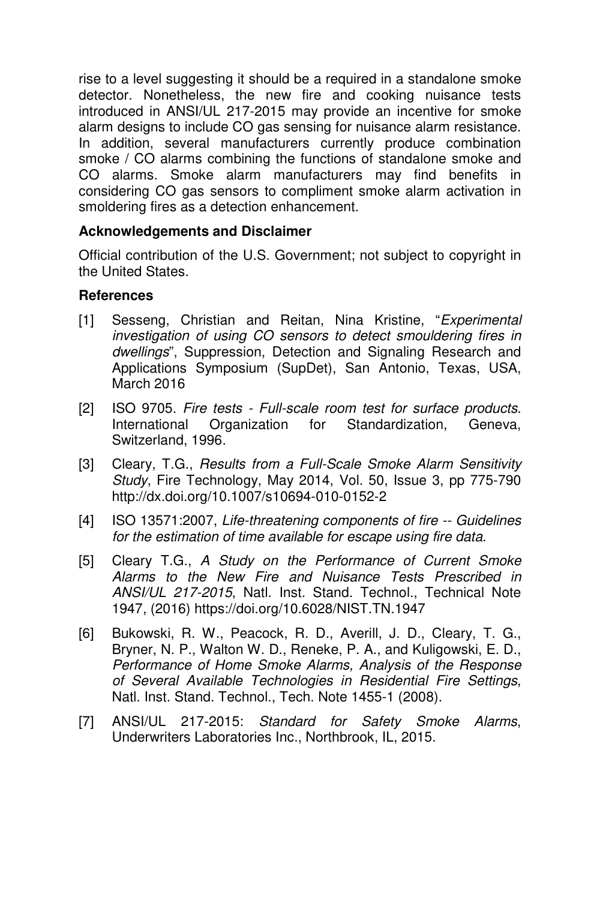rise to a level suggesting it should be a required in a standalone smoke detector. Nonetheless, the new fire and cooking nuisance tests introduced in ANSI/UL 217-2015 may provide an incentive for smoke alarm designs to include CO gas sensing for nuisance alarm resistance. In addition, several manufacturers currently produce combination smoke / CO alarms combining the functions of standalone smoke and CO alarms. Smoke alarm manufacturers may find benefits in considering CO gas sensors to compliment smoke alarm activation in smoldering fires as a detection enhancement.

**Acknowledgements and Disclaimer**

Official contribution of the U.S. Government; not subject to copyright in the United States.

**References**

[1] Sesseng, Christian and Reitan, Nina Kristine, "*Experimental investigation of using CO sensors to detect smouldering fires in dwellings*", Suppression, Detection and Signaling Research and Applications Symposium (SupDet), San Antonio, Texas, USA, March 2016

[2] ISO 9705. *Fire tests - Full-scale room test for surface products*. International Organization for Standardization, Geneva, Switzerland, 1996.

[3] Cleary, T.G., *Results from a Full-Scale Smoke Alarm Sensitivity Study*, Fire Technology, May 2014, Vol. 50, Issue 3, pp 775-790 http://dx.doi.org/10.1007/s10694-010-0152-2

[4] ISO 13571:2007, *Life-threatening components of fire -- Guidelines for the estimation of time available for escape using fire data*.

[5] Cleary T.G., *A Study on the Performance of Current Smoke Alarms to the New Fire and Nuisance Tests Prescribed in ANSI/UL 217-2015*, Natl. Inst. Stand. Technol., Technical Note 1947, (2016) https://doi.org/10.6028/NIST.TN.1947

[6] Bukowski, R. W., Peacock, R. D., Averill, J. D., Cleary, T. G., Bryner, N. P., Walton W. D., Reneke, P. A., and Kuligowski, E. D., *Performance of Home Smoke Alarms, Analysis of the Response of Several Available Technologies in Residential Fire Settings*, Natl. Inst. Stand. Technol., Tech. Note 1455-1 (2008).

[7] ANSI/UL 217-2015: *Standard for Safety Smoke Alarms*, Underwriters Laboratories Inc., Northbrook, IL, 2015.